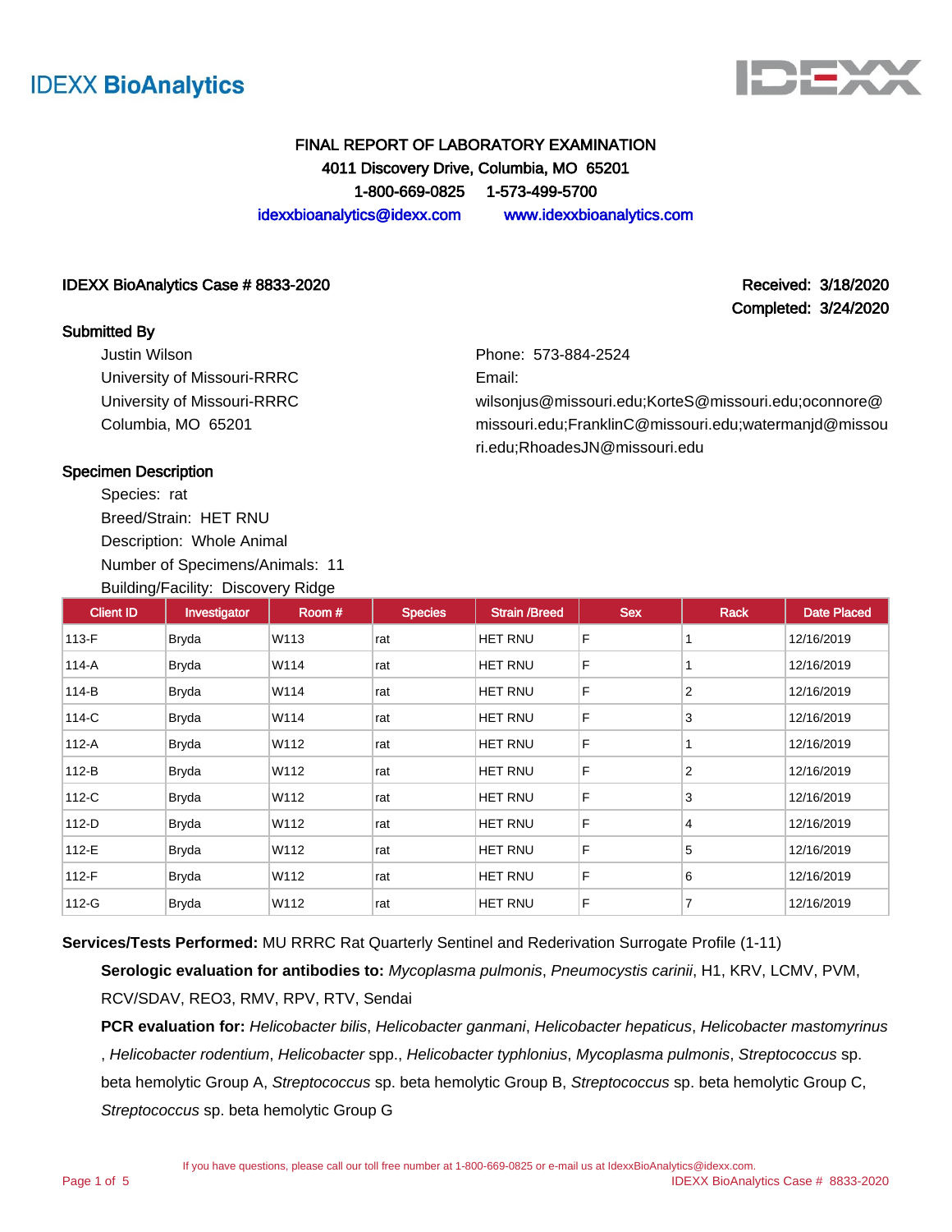IDEXX BioAnalytics

# FINAL REPORT OF LABORATORY EXAMINATION

**4011 Discovery Drive, Columbia, MO 65201**

**1-800-669-0825 1-573-499-5700**

idexxbioanalytics@idexx.com www.idexxbioanalytics.com

**IDEXX BioAnalytics Case # 8833-2020**

**Received: 3/18/2020**
**Completed: 3/24/2020**

## Submitted By

Justin Wilson
University of Missouri-RRRC
University of Missouri-RRRC
Columbia, MO 65201

Phone: 573-884-2524
Email:
wilsonjus@missouri.edu;KorteS@missouri.edu;oconnore@missouri.edu;FranklinC@missouri.edu;watermanjd@missouri.edu;RhoadesJN@missouri.edu

## Specimen Description

Species: rat
Breed/Strain: HET RNU
Description: Whole Animal
Number of Specimens/Animals: 11
Building/Facility: Discovery Ridge

| Client ID | Investigator | Room # | Species | Strain /Breed | Sex | Rack | Date Placed |
|---|---|---|---|---|---|---|---|
| 113-F | Bryda | W113 | rat | HET RNU | F | 1 | 12/16/2019 |
| 114-A | Bryda | W114 | rat | HET RNU | F | 1 | 12/16/2019 |
| 114-B | Bryda | W114 | rat | HET RNU | F | 2 | 12/16/2019 |
| 114-C | Bryda | W114 | rat | HET RNU | F | 3 | 12/16/2019 |
| 112-A | Bryda | W112 | rat | HET RNU | F | 1 | 12/16/2019 |
| 112-B | Bryda | W112 | rat | HET RNU | F | 2 | 12/16/2019 |
| 112-C | Bryda | W112 | rat | HET RNU | F | 3 | 12/16/2019 |
| 112-D | Bryda | W112 | rat | HET RNU | F | 4 | 12/16/2019 |
| 112-E | Bryda | W112 | rat | HET RNU | F | 5 | 12/16/2019 |
| 112-F | Bryda | W112 | rat | HET RNU | F | 6 | 12/16/2019 |
| 112-G | Bryda | W112 | rat | HET RNU | F | 7 | 12/16/2019 |

**Services/Tests Performed:** MU RRRC Rat Quarterly Sentinel and Rederivation Surrogate Profile (1-11)

**Serologic evaluation for antibodies to:** *Mycoplasma pulmonis*, *Pneumocystis carinii*, H1, KRV, LCMV, PVM, RCV/SDAV, REO3, RMV, RPV, RTV, Sendai

**PCR evaluation for:** *Helicobacter bilis*, *Helicobacter ganmani*, *Helicobacter hepaticus*, *Helicobacter mastomyrinus*, *Helicobacter rodentium*, *Helicobacter* spp., *Helicobacter typhlonius*, *Mycoplasma pulmonis*, *Streptococcus* sp. beta hemolytic Group A, *Streptococcus* sp. beta hemolytic Group B, *Streptococcus* sp. beta hemolytic Group C, *Streptococcus* sp. beta hemolytic Group G

If you have questions, please call our toll free number at 1-800-669-0825 or e-mail us at IdexxBioAnalytics@idexx.com.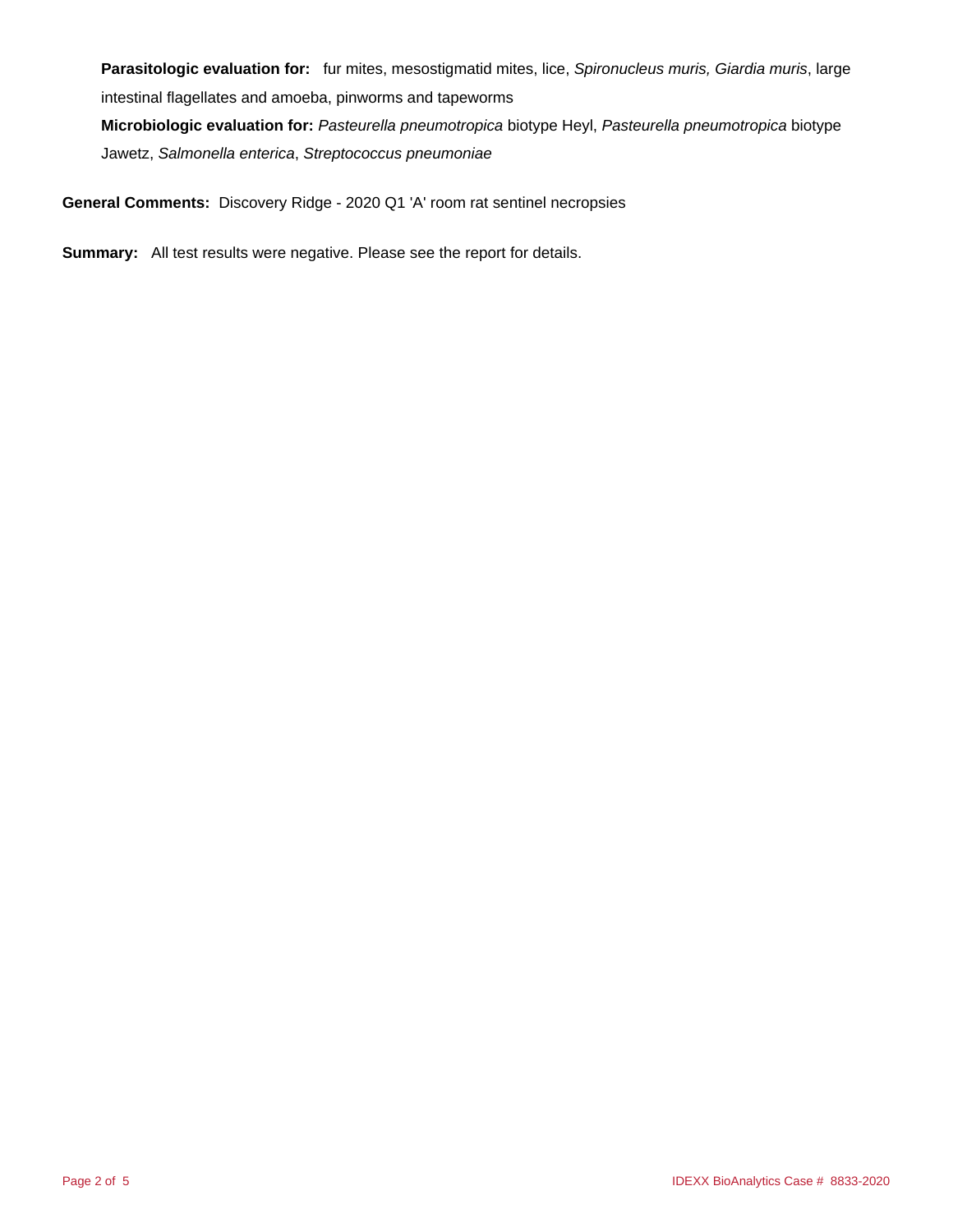**Parasitologic evaluation for:** fur mites, mesostigmatid mites, lice, *Spironucleus muris, Giardia muris*, large intestinal flagellates and amoeba, pinworms and tapeworms

**Microbiologic evaluation for:** *Pasteurella pneumotropica* biotype Heyl, *Pasteurella pneumotropica* biotype Jawetz, *Salmonella enterica*, *Streptococcus pneumoniae*

**General Comments:** Discovery Ridge - 2020 Q1 'A' room rat sentinel necropsies

**Summary:** All test results were negative. Please see the report for details.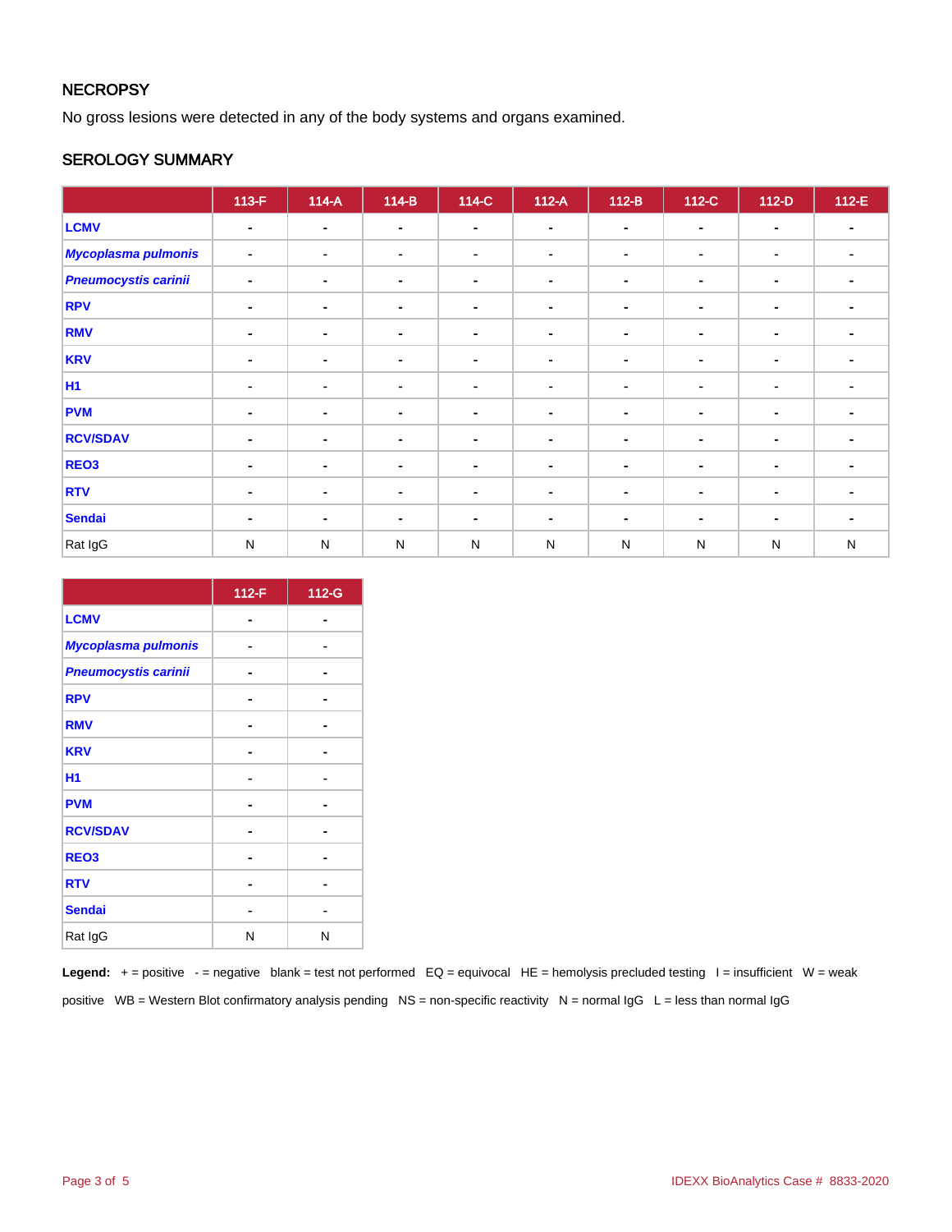## NECROPSY

No gross lesions were detected in any of the body systems and organs examined.

## SEROLOGY SUMMARY

| | 113-F | 114-A | 114-B | 114-C | 112-A | 112-B | 112-C | 112-D | 112-E |
|---|---|---|---|---|---|---|---|---|---|
| LCMV | - | - | - | - | - | - | - | - | - |
| *Mycoplasma pulmonis* | - | - | - | - | - | - | - | - | - |
| *Pneumocystis carinii* | - | - | - | - | - | - | - | - | - |
| RPV | - | - | - | - | - | - | - | - | - |
| RMV | - | - | - | - | - | - | - | - | - |
| KRV | - | - | - | - | - | - | - | - | - |
| H1 | - | - | - | - | - | - | - | - | - |
| PVM | - | - | - | - | - | - | - | - | - |
| RCV/SDAV | - | - | - | - | - | - | - | - | - |
| REO3 | - | - | - | - | - | - | - | - | - |
| RTV | - | - | - | - | - | - | - | - | - |
| Sendai | - | - | - | - | - | - | - | - | - |
| Rat IgG | N | N | N | N | N | N | N | N | N |

| | 112-F | 112-G |
|---|---|---|
| LCMV | - | - |
| *Mycoplasma pulmonis* | - | - |
| *Pneumocystis carinii* | - | - |
| RPV | - | - |
| RMV | - | - |
| KRV | - | - |
| H1 | - | - |
| PVM | - | - |
| RCV/SDAV | - | - |
| REO3 | - | - |
| RTV | - | - |
| Sendai | - | - |
| Rat IgG | N | N |

**Legend:** + = positive - = negative blank = test not performed EQ = equivocal HE = hemolysis precluded testing I = insufficient W = weak positive WB = Western Blot confirmatory analysis pending NS = non-specific reactivity N = normal IgG L = less than normal IgG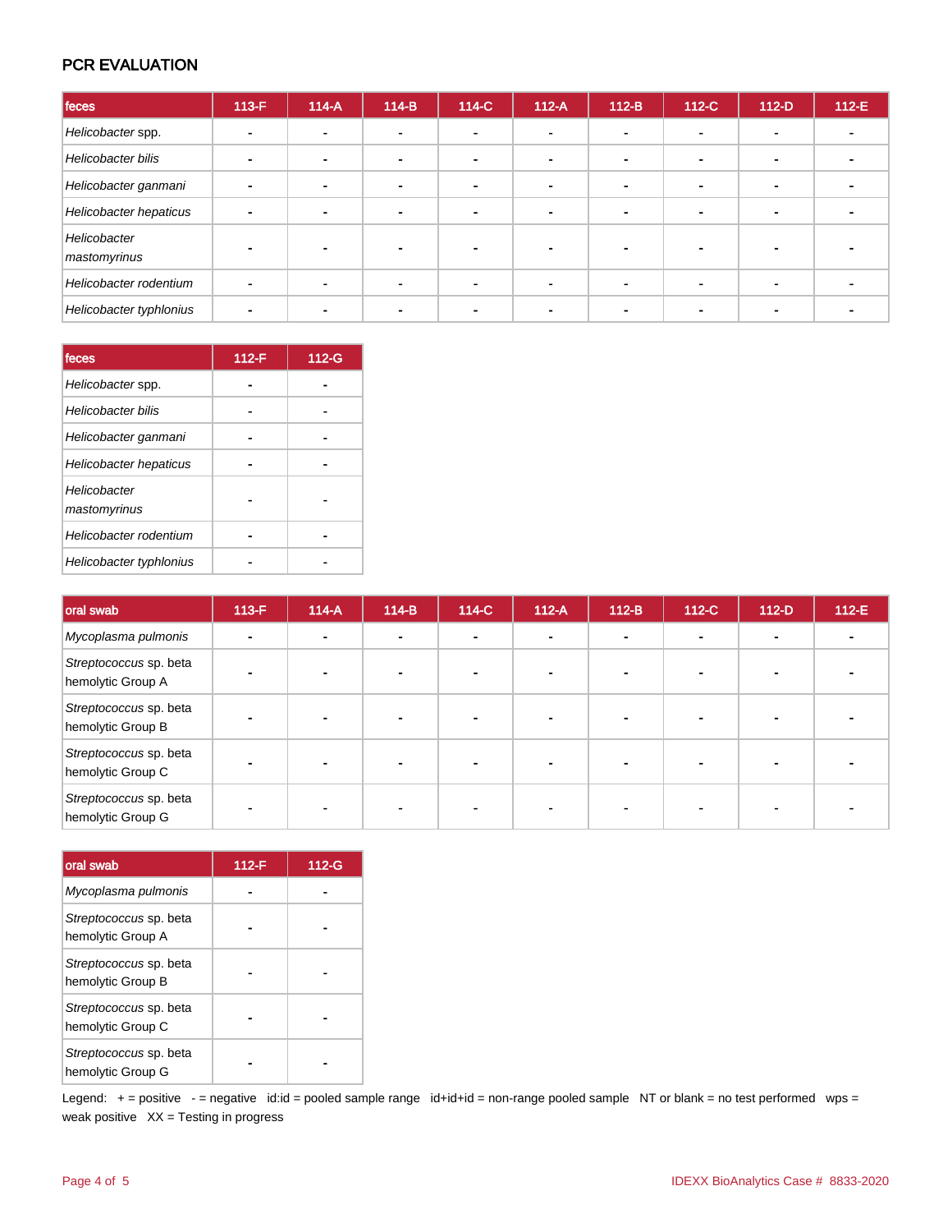## PCR EVALUATION

| feces | 113-F | 114-A | 114-B | 114-C | 112-A | 112-B | 112-C | 112-D | 112-E |
|---|---|---|---|---|---|---|---|---|---|
| *Helicobacter* spp. | - | - | - | - | - | - | - | - | - |
| *Helicobacter bilis* | - | - | - | - | - | - | - | - | - |
| *Helicobacter ganmani* | - | - | - | - | - | - | - | - | - |
| *Helicobacter hepaticus* | - | - | - | - | - | - | - | - | - |
| *Helicobacter mastomyrinus* | - | - | - | - | - | - | - | - | - |
| *Helicobacter rodentium* | - | - | - | - | - | - | - | - | - |
| *Helicobacter typhlonius* | - | - | - | - | - | - | - | - | - |

| feces | 112-F | 112-G |
|---|---|---|
| *Helicobacter* spp. | - | - |
| *Helicobacter bilis* | - | - |
| *Helicobacter ganmani* | - | - |
| *Helicobacter hepaticus* | - | - |
| *Helicobacter mastomyrinus* | - | - |
| *Helicobacter rodentium* | - | - |
| *Helicobacter typhlonius* | - | - |

| oral swab | 113-F | 114-A | 114-B | 114-C | 112-A | 112-B | 112-C | 112-D | 112-E |
|---|---|---|---|---|---|---|---|---|---|
| *Mycoplasma pulmonis* | - | - | - | - | - | - | - | - | - |
| *Streptococcus* sp. beta hemolytic Group A | - | - | - | - | - | - | - | - | - |
| *Streptococcus* sp. beta hemolytic Group B | - | - | - | - | - | - | - | - | - |
| *Streptococcus* sp. beta hemolytic Group C | - | - | - | - | - | - | - | - | - |
| *Streptococcus* sp. beta hemolytic Group G | - | - | - | - | - | - | - | - | - |

| oral swab | 112-F | 112-G |
|---|---|---|
| *Mycoplasma pulmonis* | - | - |
| *Streptococcus* sp. beta hemolytic Group A | - | - |
| *Streptococcus* sp. beta hemolytic Group B | - | - |
| *Streptococcus* sp. beta hemolytic Group C | - | - |
| *Streptococcus* sp. beta hemolytic Group G | - | - |

Legend: + = positive - = negative id:id = pooled sample range id+id+id = non-range pooled sample NT or blank = no test performed wps = weak positive XX = Testing in progress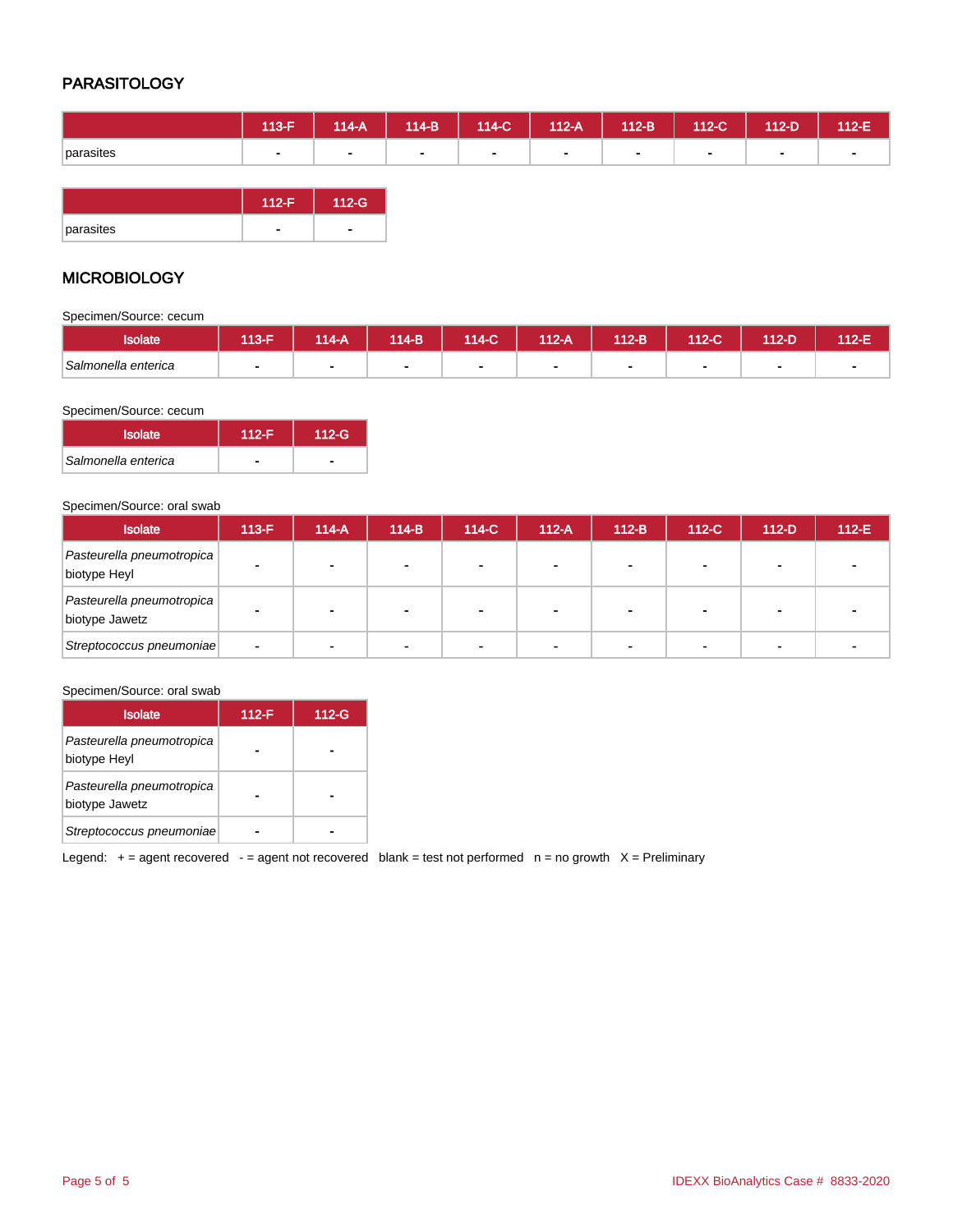## PARASITOLOGY

| | 113-F | 114-A | 114-B | 114-C | 112-A | 112-B | 112-C | 112-D | 112-E |
|---|---|---|---|---|---|---|---|---|---|
| parasites | - | - | - | - | - | - | - | - | - |

| | 112-F | 112-G |
|---|---|---|
| parasites | - | - |

## MICROBIOLOGY

Specimen/Source: cecum

| Isolate | 113-F | 114-A | 114-B | 114-C | 112-A | 112-B | 112-C | 112-D | 112-E |
|---|---|---|---|---|---|---|---|---|---|
| *Salmonella enterica* | - | - | - | - | - | - | - | - | - |

Specimen/Source: cecum

| Isolate | 112-F | 112-G |
|---|---|---|
| *Salmonella enterica* | - | - |

Specimen/Source: oral swab

| Isolate | 113-F | 114-A | 114-B | 114-C | 112-A | 112-B | 112-C | 112-D | 112-E |
|---|---|---|---|---|---|---|---|---|---|
| *Pasteurella pneumotropica* biotype Heyl | - | - | - | - | - | - | - | - | - |
| *Pasteurella pneumotropica* biotype Jawetz | - | - | - | - | - | - | - | - | - |
| *Streptococcus pneumoniae* | - | - | - | - | - | - | - | - | - |

Specimen/Source: oral swab

| Isolate | 112-F | 112-G |
|---|---|---|
| *Pasteurella pneumotropica* biotype Heyl | - | - |
| *Pasteurella pneumotropica* biotype Jawetz | - | - |
| *Streptococcus pneumoniae* | - | - |

Legend: + = agent recovered - = agent not recovered blank = test not performed n = no growth X = Preliminary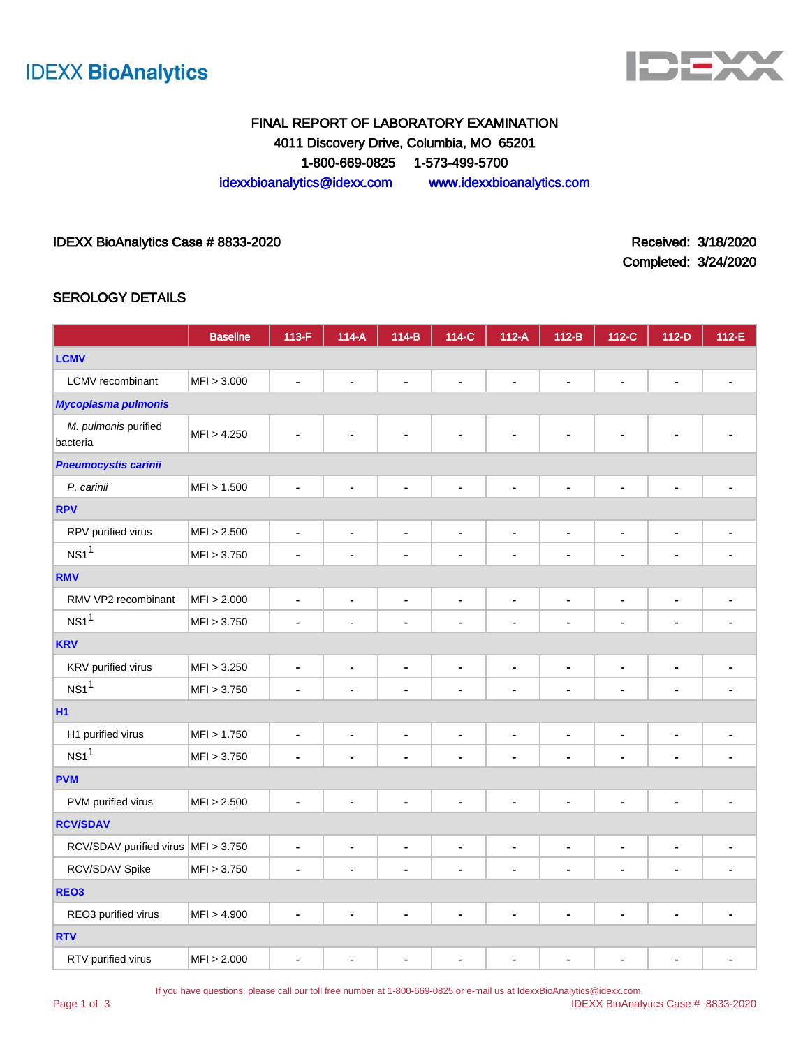IDEXX BioAnalytics

FINAL REPORT OF LABORATORY EXAMINATION
4011 Discovery Drive, Columbia, MO 65201
1-800-669-0825 1-573-499-5700
idexxbioanalytics@idexx.com www.idexxbioanalytics.com

IDEXX BioAnalytics Case # 8833-2020

Received: 3/18/2020
Completed: 3/24/2020

## SEROLOGY DETAILS

| | Baseline | 113-F | 114-A | 114-B | 114-C | 112-A | 112-B | 112-C | 112-D | 112-E |
|---|---|---|---|---|---|---|---|---|---|---|
| **LCMV** | | | | | | | | | | |
| LCMV recombinant | MFI > 3.000 | - | - | - | - | - | - | - | - | - |
| ***Mycoplasma pulmonis*** | | | | | | | | | | |
| *M. pulmonis* purified bacteria | MFI > 4.250 | - | - | - | - | - | - | - | - | - |
| ***Pneumocystis carinii*** | | | | | | | | | | |
| *P. carinii* | MFI > 1.500 | - | - | - | - | - | - | - | - | - |
| **RPV** | | | | | | | | | | |
| RPV purified virus | MFI > 2.500 | - | - | - | - | - | - | - | - | - |
| NS1[1] | MFI > 3.750 | - | - | - | - | - | - | - | - | - |
| **RMV** | | | | | | | | | | |
| RMV VP2 recombinant | MFI > 2.000 | - | - | - | - | - | - | - | - | - |
| NS1[1] | MFI > 3.750 | - | - | - | - | - | - | - | - | - |
| **KRV** | | | | | | | | | | |
| KRV purified virus | MFI > 3.250 | - | - | - | - | - | - | - | - | - |
| NS1[1] | MFI > 3.750 | - | - | - | - | - | - | - | - | - |
| **H1** | | | | | | | | | | |
| H1 purified virus | MFI > 1.750 | - | - | - | - | - | - | - | - | - |
| NS1[1] | MFI > 3.750 | - | - | - | - | - | - | - | - | - |
| **PVM** | | | | | | | | | | |
| PVM purified virus | MFI > 2.500 | - | - | - | - | - | - | - | - | - |
| **RCV/SDAV** | | | | | | | | | | |
| RCV/SDAV purified virus | MFI > 3.750 | - | - | - | - | - | - | - | - | - |
| RCV/SDAV Spike | MFI > 3.750 | - | - | - | - | - | - | - | - | - |
| **REO3** | | | | | | | | | | |
| REO3 purified virus | MFI > 4.900 | - | - | - | - | - | - | - | - | - |
| **RTV** | | | | | | | | | | |
| RTV purified virus | MFI > 2.000 | - | - | - | - | - | - | - | - | - |

If you have questions, please call our toll free number at 1-800-669-0825 or e-mail us at IdexxBioAnalytics@idexx.com.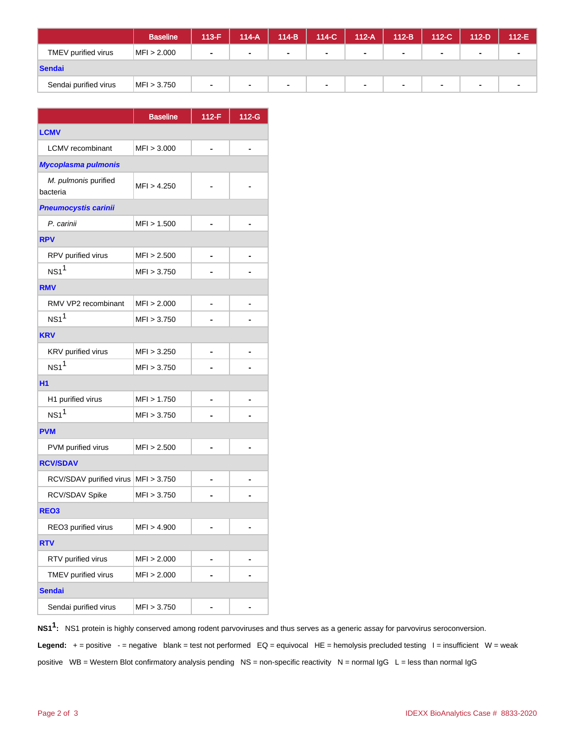| | Baseline | 113-F | 114-A | 114-B | 114-C | 112-A | 112-B | 112-C | 112-D | 112-E |
|---|---|---|---|---|---|---|---|---|---|---|
| TMEV purified virus | MFI > 2.000 | - | - | - | - | - | - | - | - | - |
| **Sendai** | | | | | | | | | | |
| Sendai purified virus | MFI > 3.750 | - | - | - | - | - | - | - | - | - |

| | Baseline | 112-F | 112-G |
|---|---|---|---|
| **LCMV** | | | |
| LCMV recombinant | MFI > 3.000 | - | - |
| ***Mycoplasma pulmonis*** | | | |
| *M. pulmonis* purified bacteria | MFI > 4.250 | - | - |
| ***Pneumocystis carinii*** | | | |
| *P. carinii* | MFI > 1.500 | - | - |
| **RPV** | | | |
| RPV purified virus | MFI > 2.500 | - | - |
| NS1[1] | MFI > 3.750 | - | - |
| **RMV** | | | |
| RMV VP2 recombinant | MFI > 2.000 | - | - |
| NS1[1] | MFI > 3.750 | - | - |
| **KRV** | | | |
| KRV purified virus | MFI > 3.250 | - | - |
| NS1[1] | MFI > 3.750 | - | - |
| **H1** | | | |
| H1 purified virus | MFI > 1.750 | - | - |
| NS1[1] | MFI > 3.750 | - | - |
| **PVM** | | | |
| PVM purified virus | MFI > 2.500 | - | - |
| **RCV/SDAV** | | | |
| RCV/SDAV purified virus | MFI > 3.750 | - | - |
| RCV/SDAV Spike | MFI > 3.750 | - | - |
| **REO3** | | | |
| REO3 purified virus | MFI > 4.900 | - | - |
| **RTV** | | | |
| RTV purified virus | MFI > 2.000 | - | - |
| TMEV purified virus | MFI > 2.000 | - | - |
| **Sendai** | | | |
| Sendai purified virus | MFI > 3.750 | - | - |

**NS1[1]:** NS1 protein is highly conserved among rodent parvoviruses and thus serves as a generic assay for parvovirus seroconversion.

**Legend:** + = positive - = negative blank = test not performed EQ = equivocal HE = hemolysis precluded testing I = insufficient W = weak positive WB = Western Blot confirmatory analysis pending NS = non-specific reactivity N = normal IgG L = less than normal IgG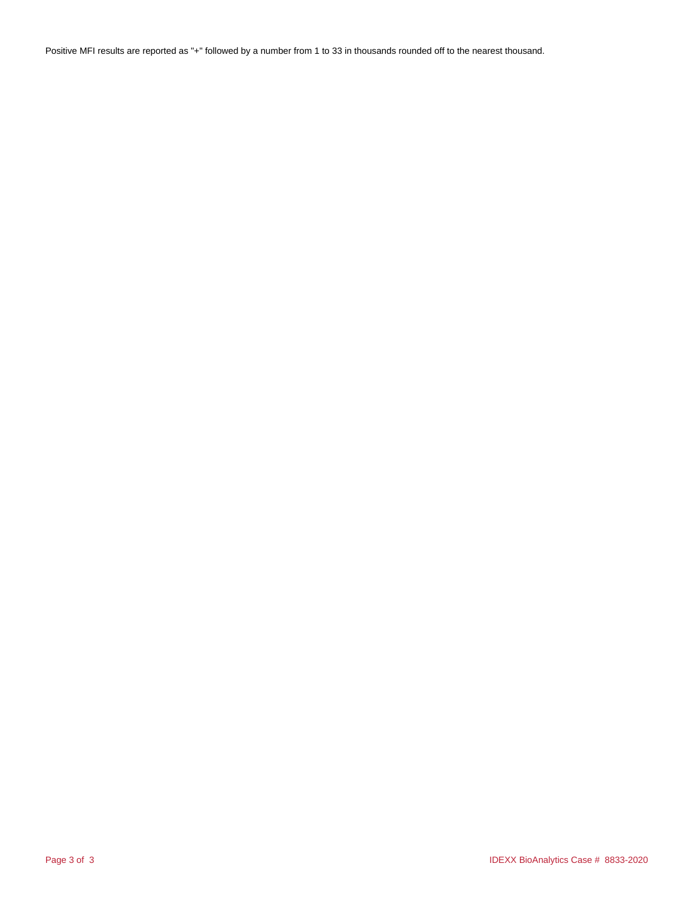Positive MFI results are reported as "+" followed by a number from 1 to 33 in thousands rounded off to the nearest thousand.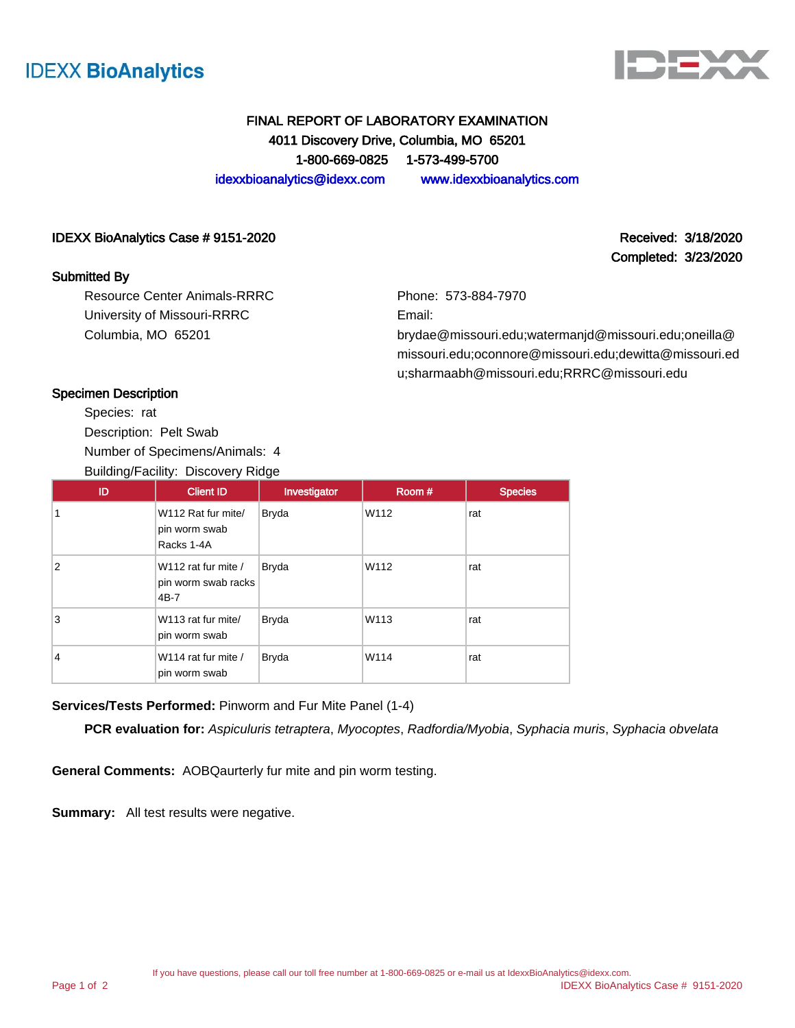IDEXX **BioAnalytics**

# FINAL REPORT OF LABORATORY EXAMINATION

**4011 Discovery Drive, Columbia, MO 65201**

**1-800-669-0825 1-573-499-5700**

idexxbioanalytics@idexx.com www.idexxbioanalytics.com

**IDEXX BioAnalytics Case # 9151-2020**

**Received: 3/18/2020**
**Completed: 3/23/2020**

## Submitted By

Resource Center Animals-RRRC
University of Missouri-RRRC
Columbia, MO 65201

Phone: 573-884-7970
Email:
brydae@missouri.edu;watermanjd@missouri.edu;oneilla@missouri.edu;oconnore@missouri.edu;dewitta@missouri.edu;sharmaabh@missouri.edu;RRRC@missouri.edu

## Specimen Description

Species: rat
Description: Pelt Swab
Number of Specimens/Animals: 4
Building/Facility: Discovery Ridge

| ID | Client ID | Investigator | Room # | Species |
|---|---|---|---|---|
| 1 | W112 Rat fur mite/ pin worm swab Racks 1-4A | Bryda | W112 | rat |
| 2 | W112 rat fur mite / pin worm swab racks 4B-7 | Bryda | W112 | rat |
| 3 | W113 rat fur mite/ pin worm swab | Bryda | W113 | rat |
| 4 | W114 rat fur mite / pin worm swab | Bryda | W114 | rat |

**Services/Tests Performed:** Pinworm and Fur Mite Panel (1-4)

**PCR evaluation for:** *Aspiculuris tetraptera*, *Myocoptes*, *Radfordia/Myobia*, *Syphacia muris*, *Syphacia obvelata*

**General Comments:** AOBQaurterly fur mite and pin worm testing.

**Summary:** All test results were negative.

If you have questions, please call our toll free number at 1-800-669-0825 or e-mail us at IdexxBioAnalytics@idexx.com.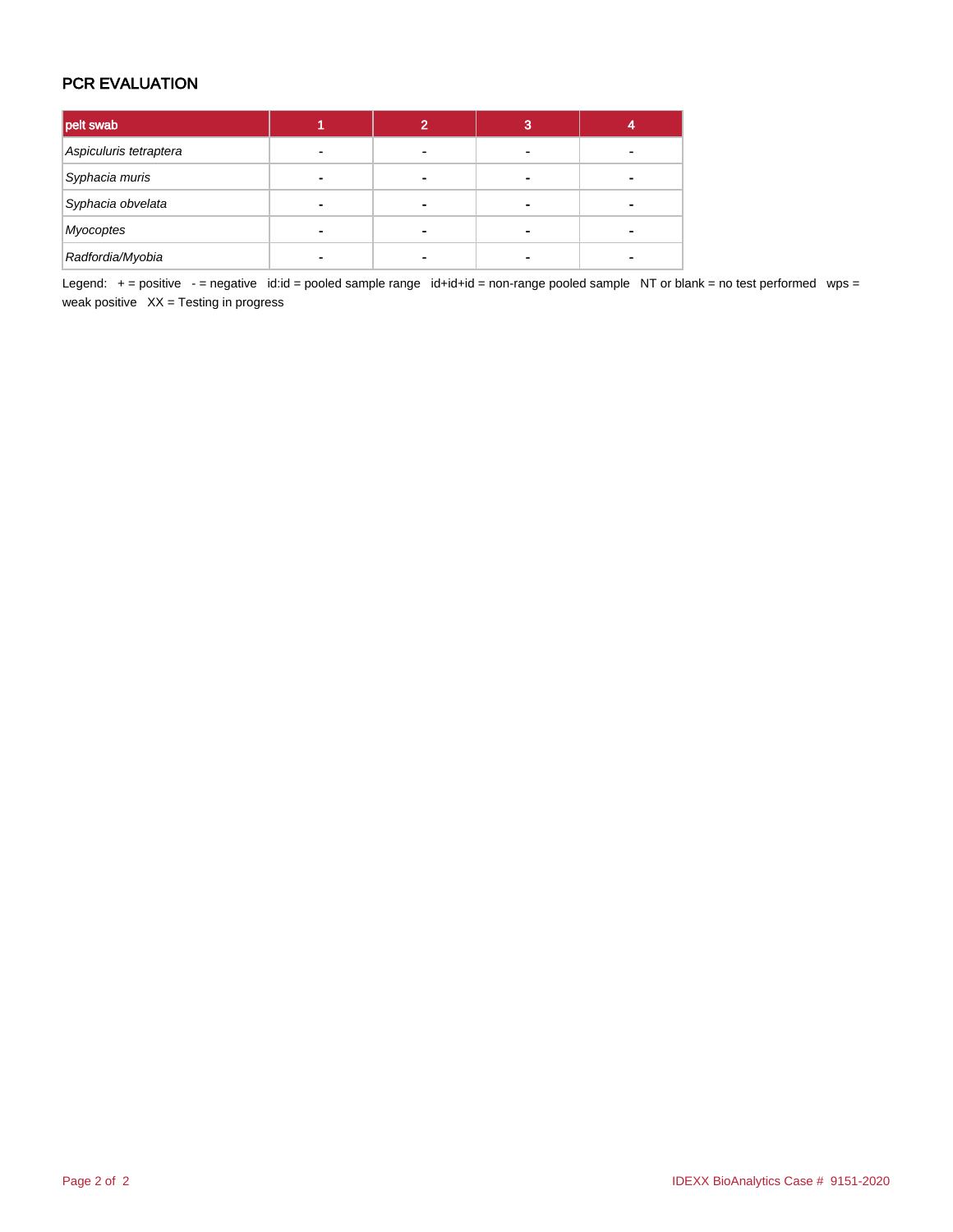## PCR EVALUATION

| pelt swab | 1 | 2 | 3 | 4 |
|---|---|---|---|---|
| *Aspiculuris tetraptera* | - | - | - | - |
| *Syphacia muris* | - | - | - | - |
| *Syphacia obvelata* | - | - | - | - |
| *Myocoptes* | - | - | - | - |
| *Radfordia/Myobia* | - | - | - | - |

Legend: + = positive - = negative id:id = pooled sample range id+id+id = non-range pooled sample NT or blank = no test performed wps = weak positive XX = Testing in progress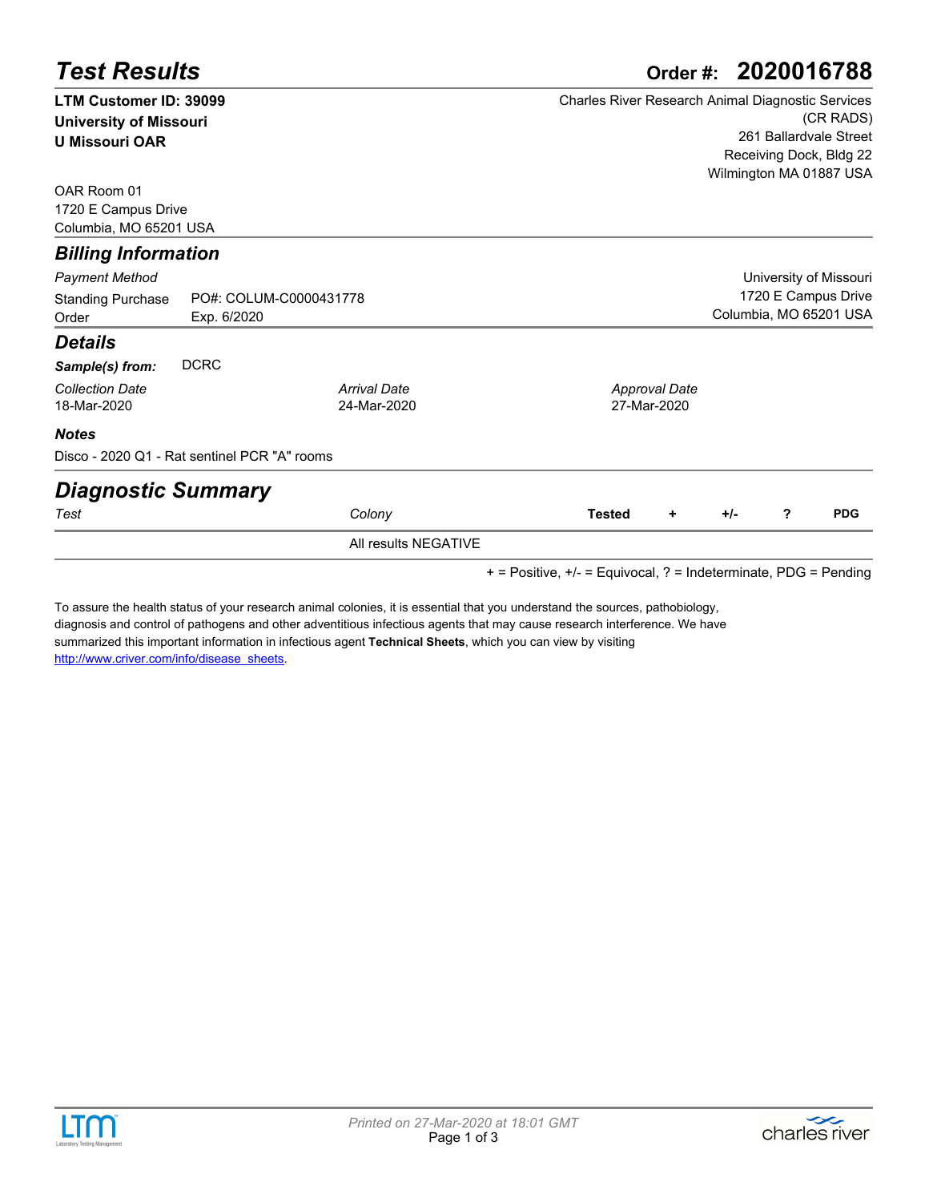# Test Results

**Order #: 2020016788**

**LTM Customer ID: 39099**
**University of Missouri**
**U Missouri OAR**

OAR Room 01
1720 E Campus Drive
Columbia, MO 65201 USA

Charles River Research Animal Diagnostic Services (CR RADS)
261 Ballardvale Street
Receiving Dock, Bldg 22
Wilmington MA 01887 USA

## Billing Information

*Payment Method*

Standing Purchase Order — PO#: COLUM-C0000431778, Exp. 6/2020

University of Missouri
1720 E Campus Drive
Columbia, MO 65201 USA

## Details

***Sample(s) from:*** DCRC

| *Collection Date* | *Arrival Date* | *Approval Date* |
|---|---|---|
| 18-Mar-2020 | 24-Mar-2020 | 27-Mar-2020 |

***Notes***

Disco - 2020 Q1 - Rat sentinel PCR "A" rooms

## Diagnostic Summary

| *Test* | *Colony* | **Tested** | **+** | **+/-** | **?** | **PDG** |
|---|---|---|---|---|---|---|
| | All results NEGATIVE | | | | | |

+ = Positive, +/- = Equivocal, ? = Indeterminate, PDG = Pending

To assure the health status of your research animal colonies, it is essential that you understand the sources, pathobiology, diagnosis and control of pathogens and other adventitious infectious agents that may cause research interference. We have summarized this important information in infectious agent **Technical Sheets**, which you can view by visiting http://www.criver.com/info/disease_sheets.

*Printed on 27-Mar-2020 at 18:01 GMT*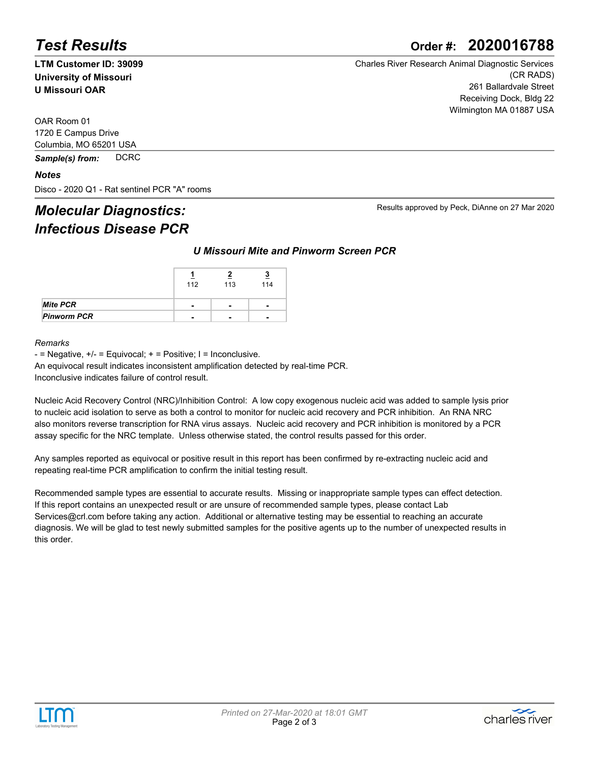# Test Results

**Order #: 2020016788**

**LTM Customer ID: 39099**
**University of Missouri**
**U Missouri OAR**

Charles River Research Animal Diagnostic Services (CR RADS)
261 Ballardvale Street
Receiving Dock, Bldg 22
Wilmington MA 01887 USA

OAR Room 01
1720 E Campus Drive
Columbia, MO 65201 USA

***Sample(s) from:*** DCRC

***Notes***

Disco - 2020 Q1 - Rat sentinel PCR "A" rooms

## *Molecular Diagnostics: Infectious Disease PCR*

Results approved by Peck, DiAnne on 27 Mar 2020

### *U Missouri Mite and Pinworm Screen PCR*

| | 1<br>112 | 2<br>113 | 3<br>114 |
|---|---|---|---|
| ***Mite PCR*** | - | - | - |
| ***Pinworm PCR*** | - | - | - |

*Remarks*

- = Negative, +/- = Equivocal; + = Positive; I = Inconclusive.
An equivocal result indicates inconsistent amplification detected by real-time PCR.
Inconclusive indicates failure of control result.

Nucleic Acid Recovery Control (NRC)/Inhibition Control: A low copy exogenous nucleic acid was added to sample lysis prior to nucleic acid isolation to serve as both a control to monitor for nucleic acid recovery and PCR inhibition. An RNA NRC also monitors reverse transcription for RNA virus assays. Nucleic acid recovery and PCR inhibition is monitored by a PCR assay specific for the NRC template. Unless otherwise stated, the control results passed for this order.

Any samples reported as equivocal or positive result in this report has been confirmed by re-extracting nucleic acid and repeating real-time PCR amplification to confirm the initial testing result.

Recommended sample types are essential to accurate results. Missing or inappropriate sample types can effect detection. If this report contains an unexpected result or are unsure of recommended sample types, please contact Lab Services@crl.com before taking any action. Additional or alternative testing may be essential to reaching an accurate diagnosis. We will be glad to test newly submitted samples for the positive agents up to the number of unexpected results in this order.

*Printed on 27-Mar-2020 at 18:01 GMT*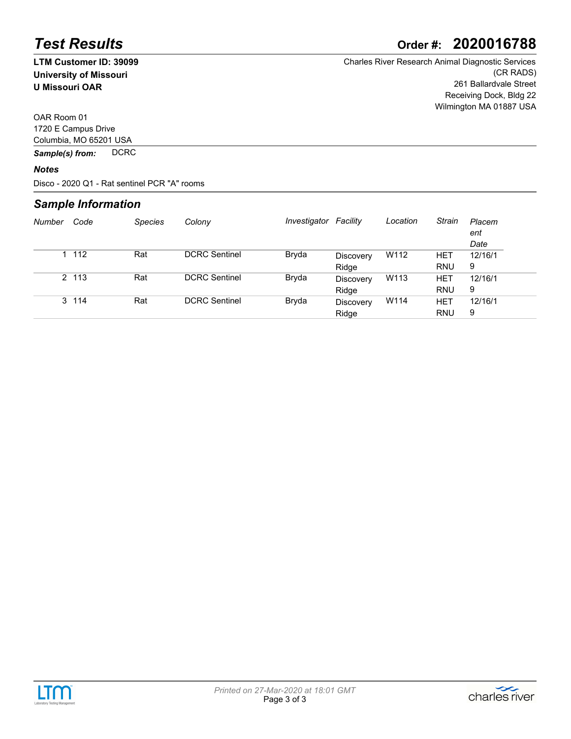# Test Results

**Order #: 2020016788**

**LTM Customer ID: 39099**
**University of Missouri**
**U Missouri OAR**

Charles River Research Animal Diagnostic Services (CR RADS)
261 Ballardvale Street
Receiving Dock, Bldg 22
Wilmington MA 01887 USA

OAR Room 01
1720 E Campus Drive
Columbia, MO 65201 USA

***Sample(s) from:*** DCRC

### *Notes*

Disco - 2020 Q1 - Rat sentinel PCR "A" rooms

## *Sample Information*

| *Number* | *Code* | *Species* | *Colony* | *Investigator* | *Facility* | *Location* | *Strain* | *Placement Date* |
|---|---|---|---|---|---|---|---|---|
| 1 | 112 | Rat | DCRC Sentinel | Bryda | Discovery Ridge | W112 | HET RNU | 12/16/19 |
| 2 | 113 | Rat | DCRC Sentinel | Bryda | Discovery Ridge | W113 | HET RNU | 12/16/19 |
| 3 | 114 | Rat | DCRC Sentinel | Bryda | Discovery Ridge | W114 | HET RNU | 12/16/19 |

*Printed on 27-Mar-2020 at 18:01 GMT*